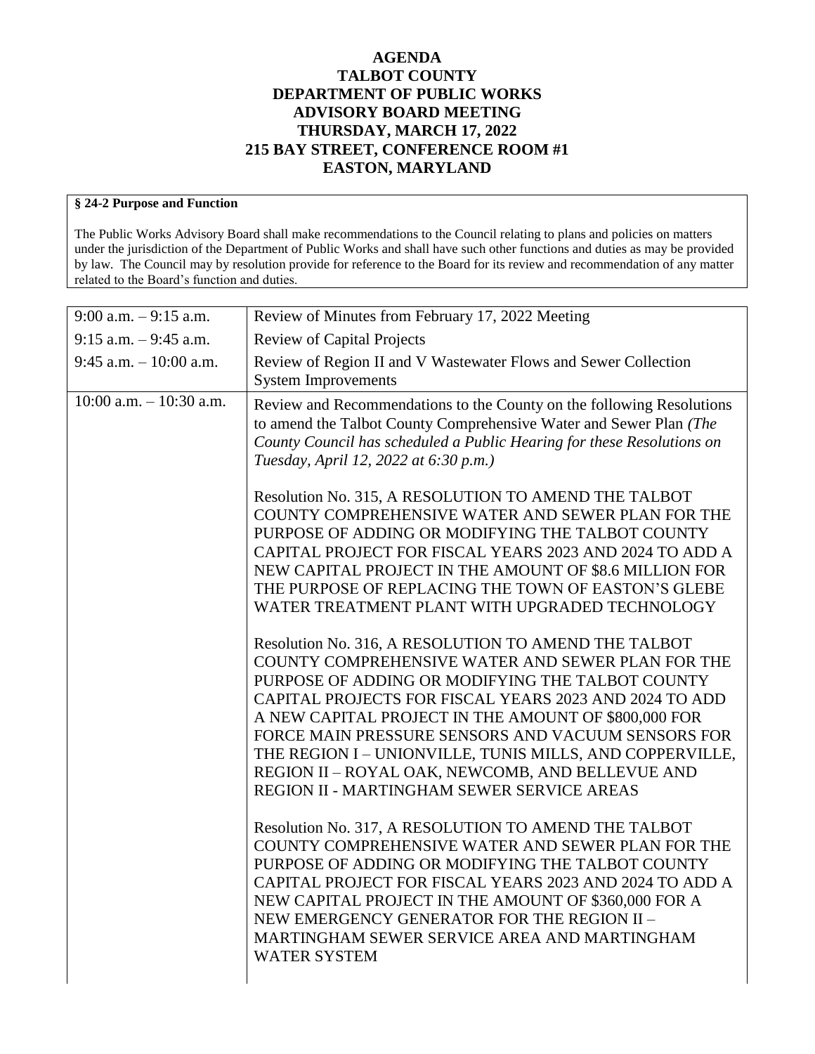# AGENDA
# TALBOT COUNTY
# DEPARTMENT OF PUBLIC WORKS
# ADVISORY BOARD MEETING
# THURSDAY, MARCH 17, 2022
# 215 BAY STREET, CONFERENCE ROOM #1
# EASTON, MARYLAND

**§ 24-2 Purpose and Function**

The Public Works Advisory Board shall make recommendations to the Council relating to plans and policies on matters under the jurisdiction of the Department of Public Works and shall have such other functions and duties as may be provided by law. The Council may by resolution provide for reference to the Board for its review and recommendation of any matter related to the Board's function and duties.

| | |
|---|---|
| 9:00 a.m. – 9:15 a.m. | Review of Minutes from February 17, 2022 Meeting |
| 9:15 a.m. – 9:45 a.m. | Review of Capital Projects |
| 9:45 a.m. – 10:00 a.m. | Review of Region II and V Wastewater Flows and Sewer Collection System Improvements |
| 10:00 a.m. – 10:30 a.m. | Review and Recommendations to the County on the following Resolutions to amend the Talbot County Comprehensive Water and Sewer Plan *(The County Council has scheduled a Public Hearing for these Resolutions on Tuesday, April 12, 2022 at 6:30 p.m.)*<br><br>Resolution No. 315, A RESOLUTION TO AMEND THE TALBOT COUNTY COMPREHENSIVE WATER AND SEWER PLAN FOR THE PURPOSE OF ADDING OR MODIFYING THE TALBOT COUNTY CAPITAL PROJECT FOR FISCAL YEARS 2023 AND 2024 TO ADD A NEW CAPITAL PROJECT IN THE AMOUNT OF $8.6 MILLION FOR THE PURPOSE OF REPLACING THE TOWN OF EASTON'S GLEBE WATER TREATMENT PLANT WITH UPGRADED TECHNOLOGY<br><br>Resolution No. 316, A RESOLUTION TO AMEND THE TALBOT COUNTY COMPREHENSIVE WATER AND SEWER PLAN FOR THE PURPOSE OF ADDING OR MODIFYING THE TALBOT COUNTY CAPITAL PROJECTS FOR FISCAL YEARS 2023 AND 2024 TO ADD A NEW CAPITAL PROJECT IN THE AMOUNT OF $800,000 FOR FORCE MAIN PRESSURE SENSORS AND VACUUM SENSORS FOR THE REGION I – UNIONVILLE, TUNIS MILLS, AND COPPERVILLE, REGION II – ROYAL OAK, NEWCOMB, AND BELLEVUE AND REGION II - MARTINGHAM SEWER SERVICE AREAS<br><br>Resolution No. 317, A RESOLUTION TO AMEND THE TALBOT COUNTY COMPREHENSIVE WATER AND SEWER PLAN FOR THE PURPOSE OF ADDING OR MODIFYING THE TALBOT COUNTY CAPITAL PROJECT FOR FISCAL YEARS 2023 AND 2024 TO ADD A NEW CAPITAL PROJECT IN THE AMOUNT OF $360,000 FOR A NEW EMERGENCY GENERATOR FOR THE REGION II – MARTINGHAM SEWER SERVICE AREA AND MARTINGHAM WATER SYSTEM |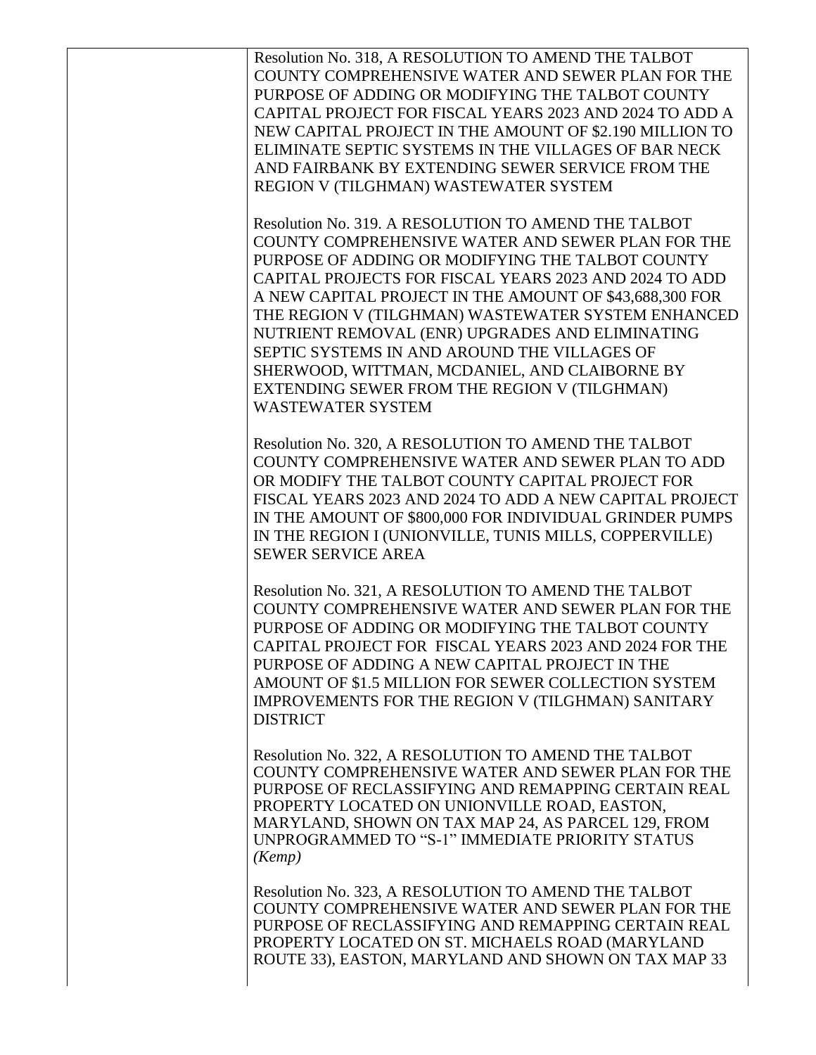| | |
|---|---|
| | Resolution No. 318, A RESOLUTION TO AMEND THE TALBOT COUNTY COMPREHENSIVE WATER AND SEWER PLAN FOR THE PURPOSE OF ADDING OR MODIFYING THE TALBOT COUNTY CAPITAL PROJECT FOR FISCAL YEARS 2023 AND 2024 TO ADD A NEW CAPITAL PROJECT IN THE AMOUNT OF $2.190 MILLION TO ELIMINATE SEPTIC SYSTEMS IN THE VILLAGES OF BAR NECK AND FAIRBANK BY EXTENDING SEWER SERVICE FROM THE REGION V (TILGHMAN) WASTEWATER SYSTEM<br><br>Resolution No. 319. A RESOLUTION TO AMEND THE TALBOT COUNTY COMPREHENSIVE WATER AND SEWER PLAN FOR THE PURPOSE OF ADDING OR MODIFYING THE TALBOT COUNTY CAPITAL PROJECTS FOR FISCAL YEARS 2023 AND 2024 TO ADD A NEW CAPITAL PROJECT IN THE AMOUNT OF $43,688,300 FOR THE REGION V (TILGHMAN) WASTEWATER SYSTEM ENHANCED NUTRIENT REMOVAL (ENR) UPGRADES AND ELIMINATING SEPTIC SYSTEMS IN AND AROUND THE VILLAGES OF SHERWOOD, WITTMAN, MCDANIEL, AND CLAIBORNE BY EXTENDING SEWER FROM THE REGION V (TILGHMAN) WASTEWATER SYSTEM<br><br>Resolution No. 320, A RESOLUTION TO AMEND THE TALBOT COUNTY COMPREHENSIVE WATER AND SEWER PLAN TO ADD OR MODIFY THE TALBOT COUNTY CAPITAL PROJECT FOR FISCAL YEARS 2023 AND 2024 TO ADD A NEW CAPITAL PROJECT IN THE AMOUNT OF $800,000 FOR INDIVIDUAL GRINDER PUMPS IN THE REGION I (UNIONVILLE, TUNIS MILLS, COPPERVILLE) SEWER SERVICE AREA<br><br>Resolution No. 321, A RESOLUTION TO AMEND THE TALBOT COUNTY COMPREHENSIVE WATER AND SEWER PLAN FOR THE PURPOSE OF ADDING OR MODIFYING THE TALBOT COUNTY CAPITAL PROJECT FOR FISCAL YEARS 2023 AND 2024 FOR THE PURPOSE OF ADDING A NEW CAPITAL PROJECT IN THE AMOUNT OF $1.5 MILLION FOR SEWER COLLECTION SYSTEM IMPROVEMENTS FOR THE REGION V (TILGHMAN) SANITARY DISTRICT<br><br>Resolution No. 322, A RESOLUTION TO AMEND THE TALBOT COUNTY COMPREHENSIVE WATER AND SEWER PLAN FOR THE PURPOSE OF RECLASSIFYING AND REMAPPING CERTAIN REAL PROPERTY LOCATED ON UNIONVILLE ROAD, EASTON, MARYLAND, SHOWN ON TAX MAP 24, AS PARCEL 129, FROM UNPROGRAMMED TO "S-1" IMMEDIATE PRIORITY STATUS *(Kemp)*<br><br>Resolution No. 323, A RESOLUTION TO AMEND THE TALBOT COUNTY COMPREHENSIVE WATER AND SEWER PLAN FOR THE PURPOSE OF RECLASSIFYING AND REMAPPING CERTAIN REAL PROPERTY LOCATED ON ST. MICHAELS ROAD (MARYLAND ROUTE 33), EASTON, MARYLAND AND SHOWN ON TAX MAP 33 |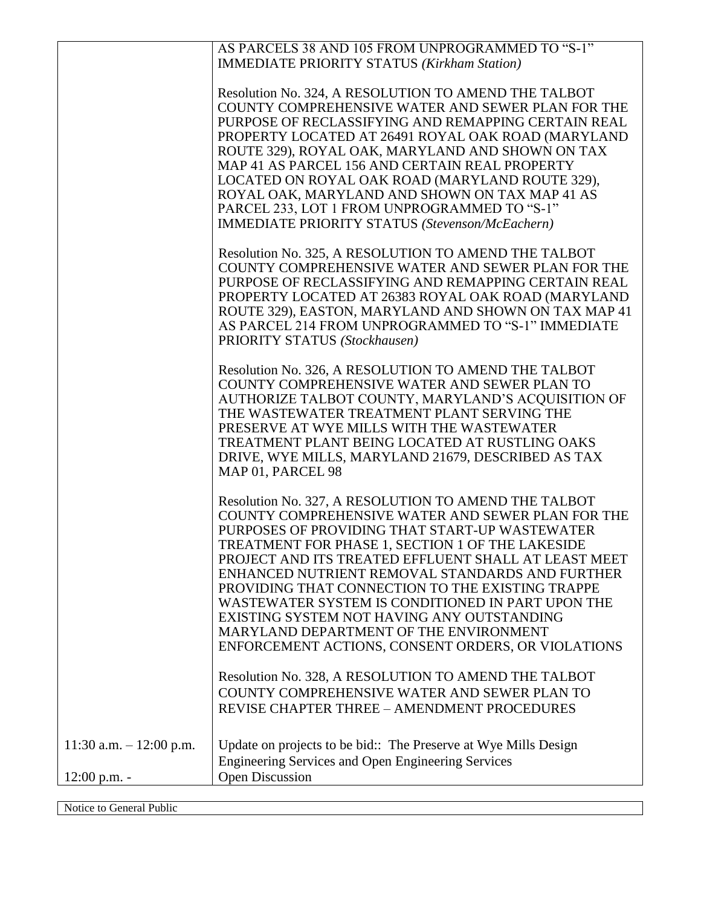| | |
|---|---|
| | AS PARCELS 38 AND 105 FROM UNPROGRAMMED TO "S-1" IMMEDIATE PRIORITY STATUS *(Kirkham Station)*<br><br>Resolution No. 324, A RESOLUTION TO AMEND THE TALBOT COUNTY COMPREHENSIVE WATER AND SEWER PLAN FOR THE PURPOSE OF RECLASSIFYING AND REMAPPING CERTAIN REAL PROPERTY LOCATED AT 26491 ROYAL OAK ROAD (MARYLAND ROUTE 329), ROYAL OAK, MARYLAND AND SHOWN ON TAX MAP 41 AS PARCEL 156 AND CERTAIN REAL PROPERTY LOCATED ON ROYAL OAK ROAD (MARYLAND ROUTE 329), ROYAL OAK, MARYLAND AND SHOWN ON TAX MAP 41 AS PARCEL 233, LOT 1 FROM UNPROGRAMMED TO "S-1" IMMEDIATE PRIORITY STATUS *(Stevenson/McEachern)*<br><br>Resolution No. 325, A RESOLUTION TO AMEND THE TALBOT COUNTY COMPREHENSIVE WATER AND SEWER PLAN FOR THE PURPOSE OF RECLASSIFYING AND REMAPPING CERTAIN REAL PROPERTY LOCATED AT 26383 ROYAL OAK ROAD (MARYLAND ROUTE 329), EASTON, MARYLAND AND SHOWN ON TAX MAP 41 AS PARCEL 214 FROM UNPROGRAMMED TO "S-1" IMMEDIATE PRIORITY STATUS *(Stockhausen)*<br><br>Resolution No. 326, A RESOLUTION TO AMEND THE TALBOT COUNTY COMPREHENSIVE WATER AND SEWER PLAN TO AUTHORIZE TALBOT COUNTY, MARYLAND'S ACQUISITION OF THE WASTEWATER TREATMENT PLANT SERVING THE PRESERVE AT WYE MILLS WITH THE WASTEWATER TREATMENT PLANT BEING LOCATED AT RUSTLING OAKS DRIVE, WYE MILLS, MARYLAND 21679, DESCRIBED AS TAX MAP 01, PARCEL 98<br><br>Resolution No. 327, A RESOLUTION TO AMEND THE TALBOT COUNTY COMPREHENSIVE WATER AND SEWER PLAN FOR THE PURPOSES OF PROVIDING THAT START-UP WASTEWATER TREATMENT FOR PHASE 1, SECTION 1 OF THE LAKESIDE PROJECT AND ITS TREATED EFFLUENT SHALL AT LEAST MEET ENHANCED NUTRIENT REMOVAL STANDARDS AND FURTHER PROVIDING THAT CONNECTION TO THE EXISTING TRAPPE WASTEWATER SYSTEM IS CONDITIONED IN PART UPON THE EXISTING SYSTEM NOT HAVING ANY OUTSTANDING MARYLAND DEPARTMENT OF THE ENVIRONMENT ENFORCEMENT ACTIONS, CONSENT ORDERS, OR VIOLATIONS<br><br>Resolution No. 328, A RESOLUTION TO AMEND THE TALBOT COUNTY COMPREHENSIVE WATER AND SEWER PLAN TO REVISE CHAPTER THREE – AMENDMENT PROCEDURES |
| 11:30 a.m. – 12:00 p.m. | Update on projects to be bid:: The Preserve at Wye Mills Design Engineering Services and Open Engineering Services |
| 12:00 p.m. - | Open Discussion |

Notice to General Public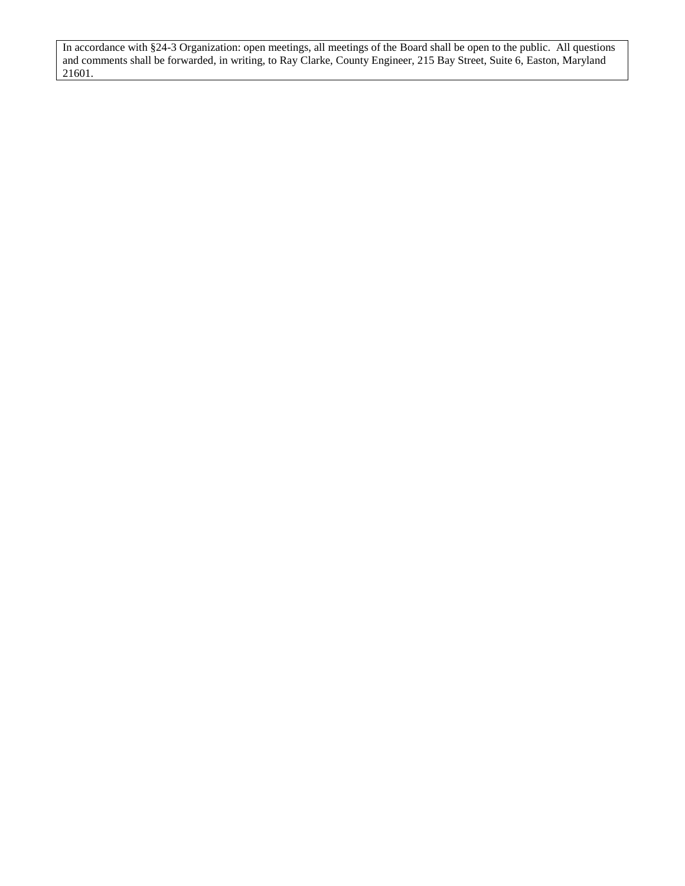In accordance with §24-3 Organization: open meetings, all meetings of the Board shall be open to the public. All questions and comments shall be forwarded, in writing, to Ray Clarke, County Engineer, 215 Bay Street, Suite 6, Easton, Maryland 21601.